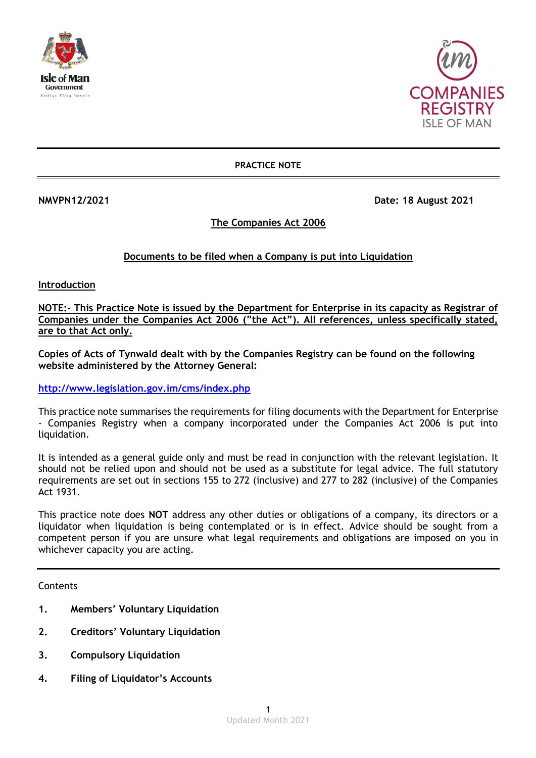**PRACTICE NOTE**

**NMVPN12/2021** **Date: 18 August 2021**

**The Companies Act 2006**

**Documents to be filed when a Company is put into Liquidation**

## Introduction

**NOTE:- This Practice Note is issued by the Department for Enterprise in its capacity as Registrar of Companies under the Companies Act 2006 ("the Act"). All references, unless specifically stated, are to that Act only.**

**Copies of Acts of Tynwald dealt with by the Companies Registry can be found on the following website administered by the Attorney General:**

http://www.legislation.gov.im/cms/index.php

This practice note summarises the requirements for filing documents with the Department for Enterprise - Companies Registry when a company incorporated under the Companies Act 2006 is put into liquidation.

It is intended as a general guide only and must be read in conjunction with the relevant legislation. It should not be relied upon and should not be used as a substitute for legal advice. The full statutory requirements are set out in sections 155 to 272 (inclusive) and 277 to 282 (inclusive) of the Companies Act 1931.

This practice note does **NOT** address any other duties or obligations of a company, its directors or a liquidator when liquidation is being contemplated or is in effect. Advice should be sought from a competent person if you are unsure what legal requirements and obligations are imposed on you in whichever capacity you are acting.

---

Contents

1. **Members' Voluntary Liquidation**
2. **Creditors' Voluntary Liquidation**
3. **Compulsory Liquidation**
4. **Filing of Liquidator's Accounts**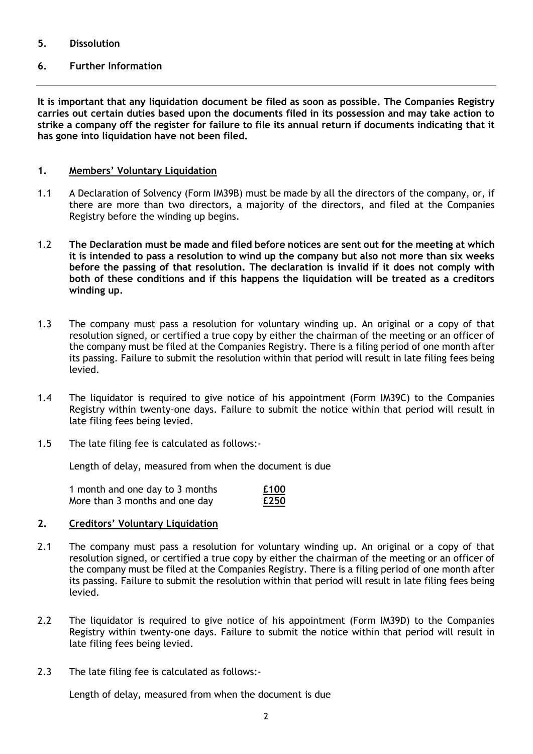**5. Dissolution**

**6. Further Information**

---

**It is important that any liquidation document be filed as soon as possible. The Companies Registry carries out certain duties based upon the documents filed in its possession and may take action to strike a company off the register for failure to file its annual return if documents indicating that it has gone into liquidation have not been filed.**

## 1. Members' Voluntary Liquidation

1.1 A Declaration of Solvency (Form IM39B) must be made by all the directors of the company, or, if there are more than two directors, a majority of the directors, and filed at the Companies Registry before the winding up begins.

1.2 **The Declaration must be made and filed before notices are sent out for the meeting at which it is intended to pass a resolution to wind up the company but also not more than six weeks before the passing of that resolution. The declaration is invalid if it does not comply with both of these conditions and if this happens the liquidation will be treated as a creditors winding up.**

1.3 The company must pass a resolution for voluntary winding up. An original or a copy of that resolution signed, or certified a true copy by either the chairman of the meeting or an officer of the company must be filed at the Companies Registry. There is a filing period of one month after its passing. Failure to submit the resolution within that period will result in late filing fees being levied.

1.4 The liquidator is required to give notice of his appointment (Form IM39C) to the Companies Registry within twenty-one days. Failure to submit the notice within that period will result in late filing fees being levied.

1.5 The late filing fee is calculated as follows:-

Length of delay, measured from when the document is due

| | |
|---|---|
| 1 month and one day to 3 months | **£100** |
| More than 3 months and one day | **£250** |

## 2. Creditors' Voluntary Liquidation

2.1 The company must pass a resolution for voluntary winding up. An original or a copy of that resolution signed, or certified a true copy by either the chairman of the meeting or an officer of the company must be filed at the Companies Registry. There is a filing period of one month after its passing. Failure to submit the resolution within that period will result in late filing fees being levied.

2.2 The liquidator is required to give notice of his appointment (Form IM39D) to the Companies Registry within twenty-one days. Failure to submit the notice within that period will result in late filing fees being levied.

2.3 The late filing fee is calculated as follows:-

Length of delay, measured from when the document is due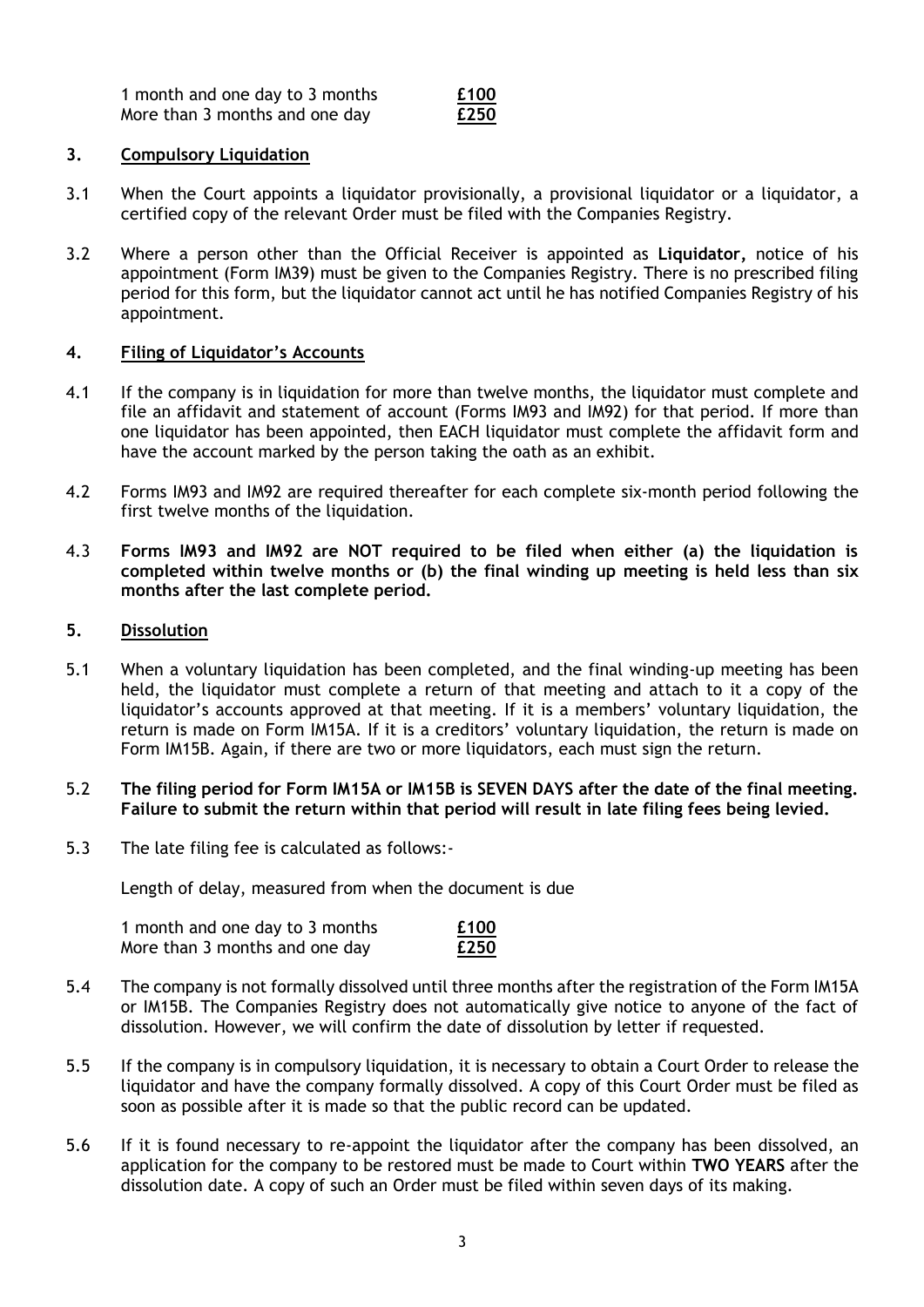| | |
|---|---|
| 1 month and one day to 3 months | **£100** |
| More than 3 months and one day | **£250** |

## 3. Compulsory Liquidation

3.1 When the Court appoints a liquidator provisionally, a provisional liquidator or a liquidator, a certified copy of the relevant Order must be filed with the Companies Registry.

3.2 Where a person other than the Official Receiver is appointed as **Liquidator,** notice of his appointment (Form IM39) must be given to the Companies Registry. There is no prescribed filing period for this form, but the liquidator cannot act until he has notified Companies Registry of his appointment.

## 4. Filing of Liquidator's Accounts

4.1 If the company is in liquidation for more than twelve months, the liquidator must complete and file an affidavit and statement of account (Forms IM93 and IM92) for that period. If more than one liquidator has been appointed, then EACH liquidator must complete the affidavit form and have the account marked by the person taking the oath as an exhibit.

4.2 Forms IM93 and IM92 are required thereafter for each complete six-month period following the first twelve months of the liquidation.

4.3 **Forms IM93 and IM92 are NOT required to be filed when either (a) the liquidation is completed within twelve months or (b) the final winding up meeting is held less than six months after the last complete period.**

## 5. Dissolution

5.1 When a voluntary liquidation has been completed, and the final winding-up meeting has been held, the liquidator must complete a return of that meeting and attach to it a copy of the liquidator's accounts approved at that meeting. If it is a members' voluntary liquidation, the return is made on Form IM15A. If it is a creditors' voluntary liquidation, the return is made on Form IM15B. Again, if there are two or more liquidators, each must sign the return.

5.2 **The filing period for Form IM15A or IM15B is SEVEN DAYS after the date of the final meeting. Failure to submit the return within that period will result in late filing fees being levied.**

5.3 The late filing fee is calculated as follows:-

Length of delay, measured from when the document is due

| | |
|---|---|
| 1 month and one day to 3 months | **£100** |
| More than 3 months and one day | **£250** |

5.4 The company is not formally dissolved until three months after the registration of the Form IM15A or IM15B. The Companies Registry does not automatically give notice to anyone of the fact of dissolution. However, we will confirm the date of dissolution by letter if requested.

5.5 If the company is in compulsory liquidation, it is necessary to obtain a Court Order to release the liquidator and have the company formally dissolved. A copy of this Court Order must be filed as soon as possible after it is made so that the public record can be updated.

5.6 If it is found necessary to re-appoint the liquidator after the company has been dissolved, an application for the company to be restored must be made to Court within **TWO YEARS** after the dissolution date. A copy of such an Order must be filed within seven days of its making.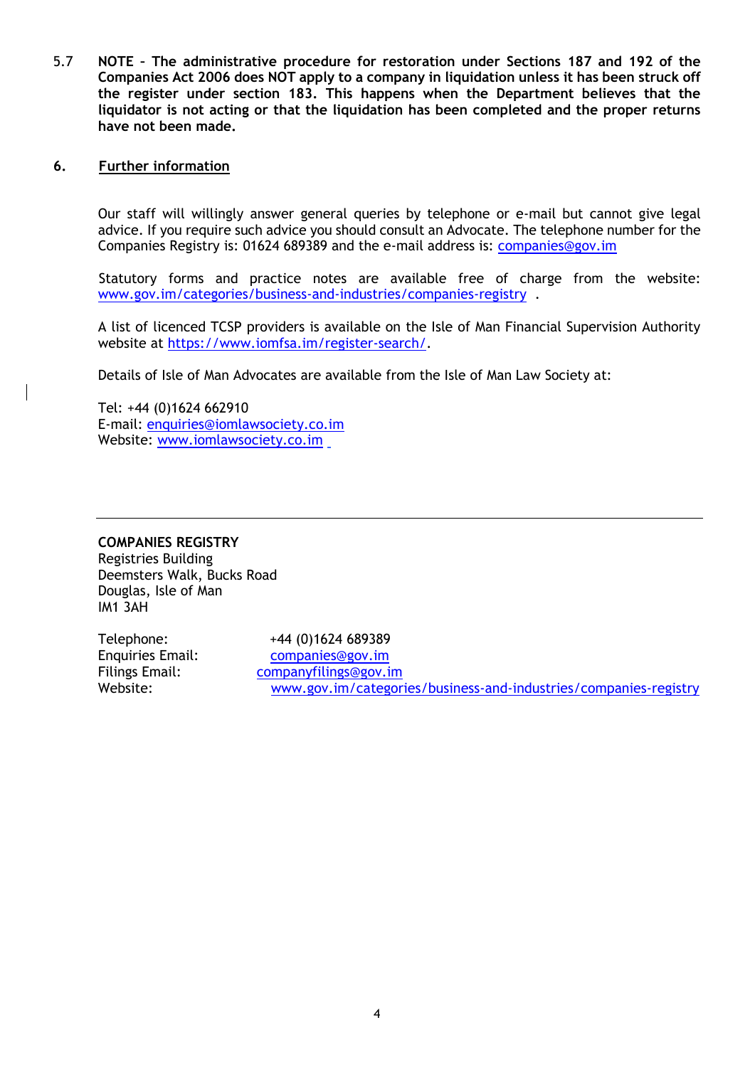5.7 **NOTE – The administrative procedure for restoration under Sections 187 and 192 of the Companies Act 2006 does NOT apply to a company in liquidation unless it has been struck off the register under section 183. This happens when the Department believes that the liquidator is not acting or that the liquidation has been completed and the proper returns have not been made.**

## 6. Further information

Our staff will willingly answer general queries by telephone or e-mail but cannot give legal advice. If you require such advice you should consult an Advocate. The telephone number for the Companies Registry is: 01624 689389 and the e-mail address is: companies@gov.im

Statutory forms and practice notes are available free of charge from the website: www.gov.im/categories/business-and-industries/companies-registry .

A list of licenced TCSP providers is available on the Isle of Man Financial Supervision Authority website at https://www.iomfsa.im/register-search/.

Details of Isle of Man Advocates are available from the Isle of Man Law Society at:

Tel: +44 (0)1624 662910
E-mail: enquiries@iomlawsociety.co.im
Website: www.iomlawsociety.co.im

---

**COMPANIES REGISTRY**
Registries Building
Deemsters Walk, Bucks Road
Douglas, Isle of Man
IM1 3AH

Telephone: +44 (0)1624 689389
Enquiries Email: companies@gov.im
Filings Email: companyfilings@gov.im
Website: www.gov.im/categories/business-and-industries/companies-registry